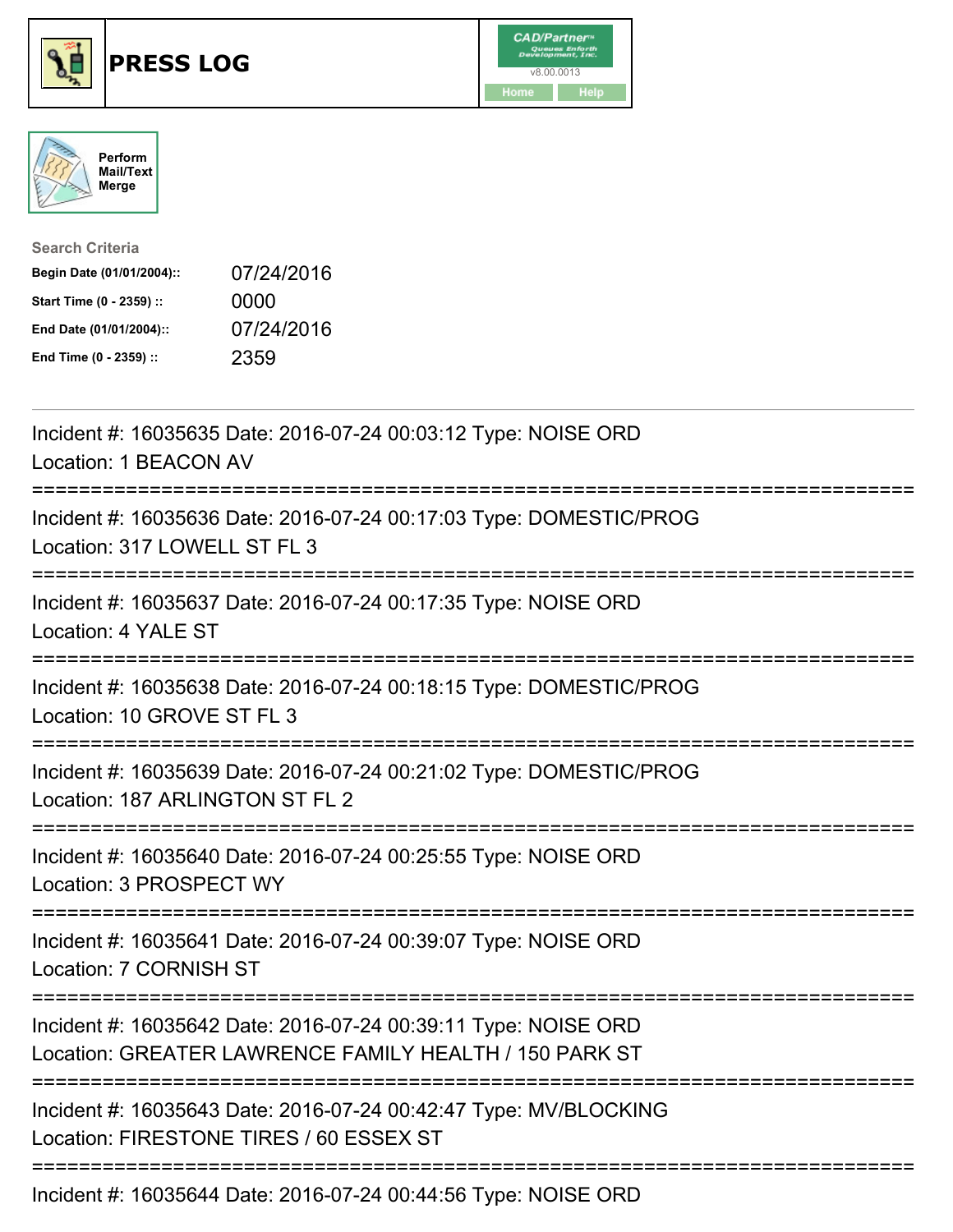# PRESS LOG

Perform Mail/Text Merge

**Search Criteria**

| | |
|---|---|
| **Begin Date (01/01/2004)::** | 07/24/2016 |
| **Start Time (0 - 2359) ::** | 0000 |
| **End Date (01/01/2004)::** | 07/24/2016 |
| **End Time (0 - 2359) ::** | 2359 |

Incident #: 16035635 Date: 2016-07-24 00:03:12 Type: NOISE ORD
Location: 1 BEACON AV

===========================================================================

Incident #: 16035636 Date: 2016-07-24 00:17:03 Type: DOMESTIC/PROG
Location: 317 LOWELL ST FL 3

===========================================================================

Incident #: 16035637 Date: 2016-07-24 00:17:35 Type: NOISE ORD
Location: 4 YALE ST

===========================================================================

Incident #: 16035638 Date: 2016-07-24 00:18:15 Type: DOMESTIC/PROG
Location: 10 GROVE ST FL 3

===========================================================================

Incident #: 16035639 Date: 2016-07-24 00:21:02 Type: DOMESTIC/PROG
Location: 187 ARLINGTON ST FL 2

===========================================================================

Incident #: 16035640 Date: 2016-07-24 00:25:55 Type: NOISE ORD
Location: 3 PROSPECT WY

===========================================================================

Incident #: 16035641 Date: 2016-07-24 00:39:07 Type: NOISE ORD
Location: 7 CORNISH ST

===========================================================================

Incident #: 16035642 Date: 2016-07-24 00:39:11 Type: NOISE ORD
Location: GREATER LAWRENCE FAMILY HEALTH / 150 PARK ST

===========================================================================

Incident #: 16035643 Date: 2016-07-24 00:42:47 Type: MV/BLOCKING
Location: FIRESTONE TIRES / 60 ESSEX ST

===========================================================================

Incident #: 16035644 Date: 2016-07-24 00:44:56 Type: NOISE ORD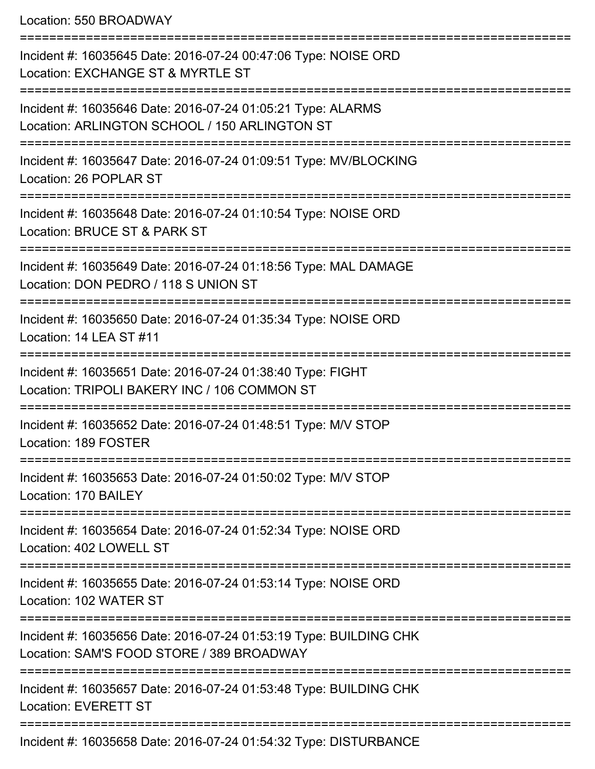Location: 550 BROADWAY

===========================================================================

Incident #: 16035645 Date: 2016-07-24 00:47:06 Type: NOISE ORD
Location: EXCHANGE ST & MYRTLE ST

===========================================================================

Incident #: 16035646 Date: 2016-07-24 01:05:21 Type: ALARMS
Location: ARLINGTON SCHOOL / 150 ARLINGTON ST

===========================================================================

Incident #: 16035647 Date: 2016-07-24 01:09:51 Type: MV/BLOCKING
Location: 26 POPLAR ST

===========================================================================

Incident #: 16035648 Date: 2016-07-24 01:10:54 Type: NOISE ORD
Location: BRUCE ST & PARK ST

===========================================================================

Incident #: 16035649 Date: 2016-07-24 01:18:56 Type: MAL DAMAGE
Location: DON PEDRO / 118 S UNION ST

===========================================================================

Incident #: 16035650 Date: 2016-07-24 01:35:34 Type: NOISE ORD
Location: 14 LEA ST #11

===========================================================================

Incident #: 16035651 Date: 2016-07-24 01:38:40 Type: FIGHT
Location: TRIPOLI BAKERY INC / 106 COMMON ST

===========================================================================

Incident #: 16035652 Date: 2016-07-24 01:48:51 Type: M/V STOP
Location: 189 FOSTER

===========================================================================

Incident #: 16035653 Date: 2016-07-24 01:50:02 Type: M/V STOP
Location: 170 BAILEY

===========================================================================

Incident #: 16035654 Date: 2016-07-24 01:52:34 Type: NOISE ORD
Location: 402 LOWELL ST

===========================================================================

Incident #: 16035655 Date: 2016-07-24 01:53:14 Type: NOISE ORD
Location: 102 WATER ST

===========================================================================

Incident #: 16035656 Date: 2016-07-24 01:53:19 Type: BUILDING CHK
Location: SAM'S FOOD STORE / 389 BROADWAY

===========================================================================

Incident #: 16035657 Date: 2016-07-24 01:53:48 Type: BUILDING CHK
Location: EVERETT ST

===========================================================================

Incident #: 16035658 Date: 2016-07-24 01:54:32 Type: DISTURBANCE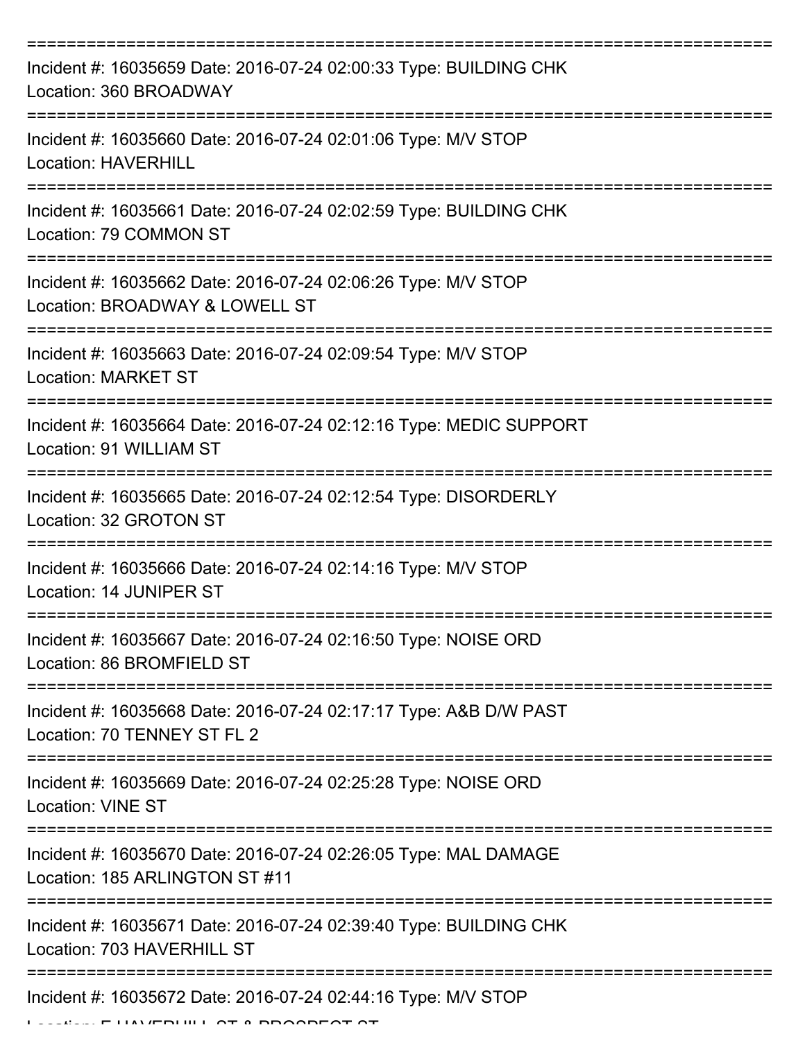===========================================================================

Incident #: 16035659 Date: 2016-07-24 02:00:33 Type: BUILDING CHK
Location: 360 BROADWAY

===========================================================================

Incident #: 16035660 Date: 2016-07-24 02:01:06 Type: M/V STOP
Location: HAVERHILL

===========================================================================

Incident #: 16035661 Date: 2016-07-24 02:02:59 Type: BUILDING CHK
Location: 79 COMMON ST

===========================================================================

Incident #: 16035662 Date: 2016-07-24 02:06:26 Type: M/V STOP
Location: BROADWAY & LOWELL ST

===========================================================================

Incident #: 16035663 Date: 2016-07-24 02:09:54 Type: M/V STOP
Location: MARKET ST

===========================================================================

Incident #: 16035664 Date: 2016-07-24 02:12:16 Type: MEDIC SUPPORT
Location: 91 WILLIAM ST

===========================================================================

Incident #: 16035665 Date: 2016-07-24 02:12:54 Type: DISORDERLY
Location: 32 GROTON ST

===========================================================================

Incident #: 16035666 Date: 2016-07-24 02:14:16 Type: M/V STOP
Location: 14 JUNIPER ST

===========================================================================

Incident #: 16035667 Date: 2016-07-24 02:16:50 Type: NOISE ORD
Location: 86 BROMFIELD ST

===========================================================================

Incident #: 16035668 Date: 2016-07-24 02:17:17 Type: A&B D/W PAST
Location: 70 TENNEY ST FL 2

===========================================================================

Incident #: 16035669 Date: 2016-07-24 02:25:28 Type: NOISE ORD
Location: VINE ST

===========================================================================

Incident #: 16035670 Date: 2016-07-24 02:26:05 Type: MAL DAMAGE
Location: 185 ARLINGTON ST #11

===========================================================================

Incident #: 16035671 Date: 2016-07-24 02:39:40 Type: BUILDING CHK
Location: 703 HAVERHILL ST

===========================================================================

Incident #: 16035672 Date: 2016-07-24 02:44:16 Type: M/V STOP
Location: E HAVERHILL ST & PROSPECT ST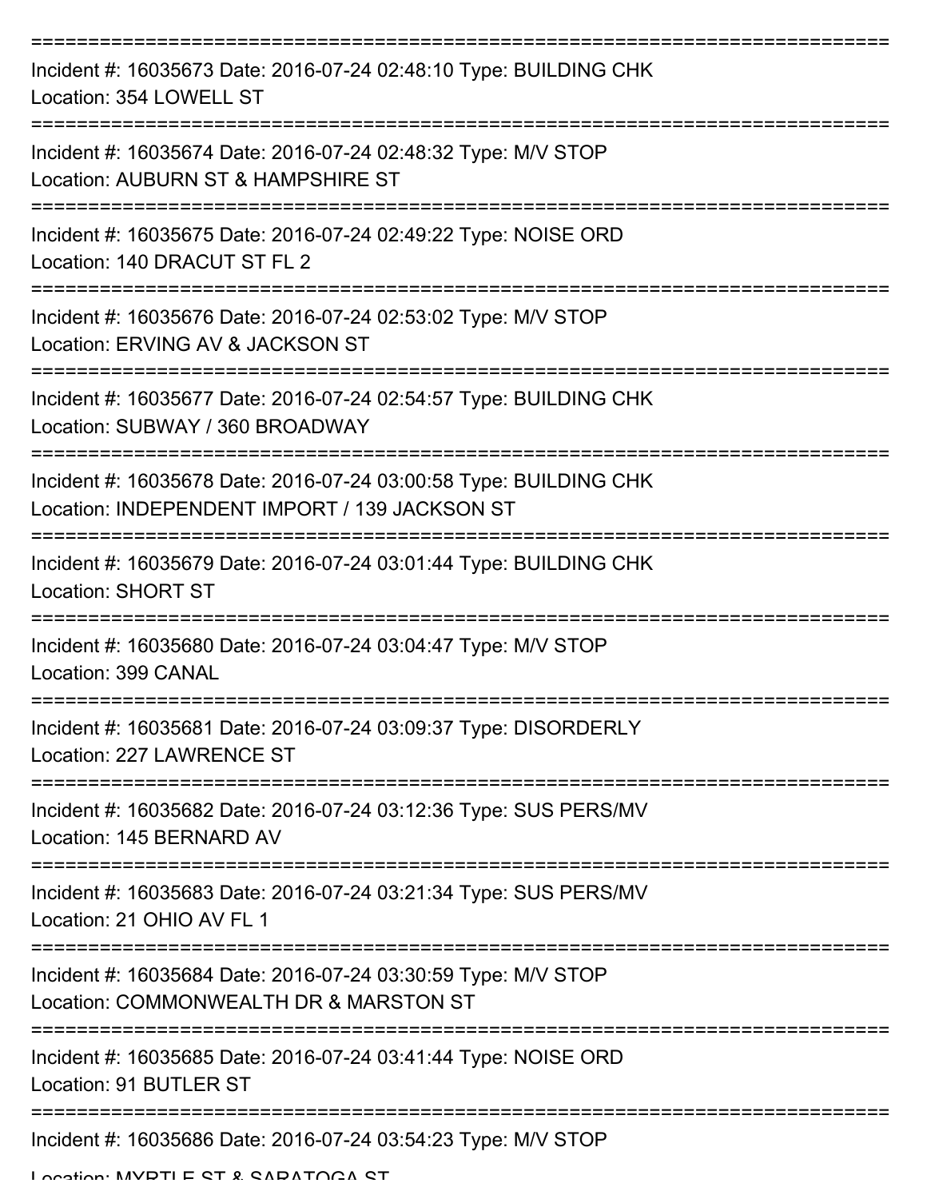===========================================================================

Incident #: 16035673 Date: 2016-07-24 02:48:10 Type: BUILDING CHK
Location: 354 LOWELL ST

===========================================================================

Incident #: 16035674 Date: 2016-07-24 02:48:32 Type: M/V STOP
Location: AUBURN ST & HAMPSHIRE ST

===========================================================================

Incident #: 16035675 Date: 2016-07-24 02:49:22 Type: NOISE ORD
Location: 140 DRACUT ST FL 2

===========================================================================

Incident #: 16035676 Date: 2016-07-24 02:53:02 Type: M/V STOP
Location: ERVING AV & JACKSON ST

===========================================================================

Incident #: 16035677 Date: 2016-07-24 02:54:57 Type: BUILDING CHK
Location: SUBWAY / 360 BROADWAY

===========================================================================

Incident #: 16035678 Date: 2016-07-24 03:00:58 Type: BUILDING CHK
Location: INDEPENDENT IMPORT / 139 JACKSON ST

===========================================================================

Incident #: 16035679 Date: 2016-07-24 03:01:44 Type: BUILDING CHK
Location: SHORT ST

===========================================================================

Incident #: 16035680 Date: 2016-07-24 03:04:47 Type: M/V STOP
Location: 399 CANAL

===========================================================================

Incident #: 16035681 Date: 2016-07-24 03:09:37 Type: DISORDERLY
Location: 227 LAWRENCE ST

===========================================================================

Incident #: 16035682 Date: 2016-07-24 03:12:36 Type: SUS PERS/MV
Location: 145 BERNARD AV

===========================================================================

Incident #: 16035683 Date: 2016-07-24 03:21:34 Type: SUS PERS/MV
Location: 21 OHIO AV FL 1

===========================================================================

Incident #: 16035684 Date: 2016-07-24 03:30:59 Type: M/V STOP
Location: COMMONWEALTH DR & MARSTON ST

===========================================================================

Incident #: 16035685 Date: 2016-07-24 03:41:44 Type: NOISE ORD
Location: 91 BUTLER ST

===========================================================================

Incident #: 16035686 Date: 2016-07-24 03:54:23 Type: M/V STOP
Location: MYRTLE ST & SARATOGA ST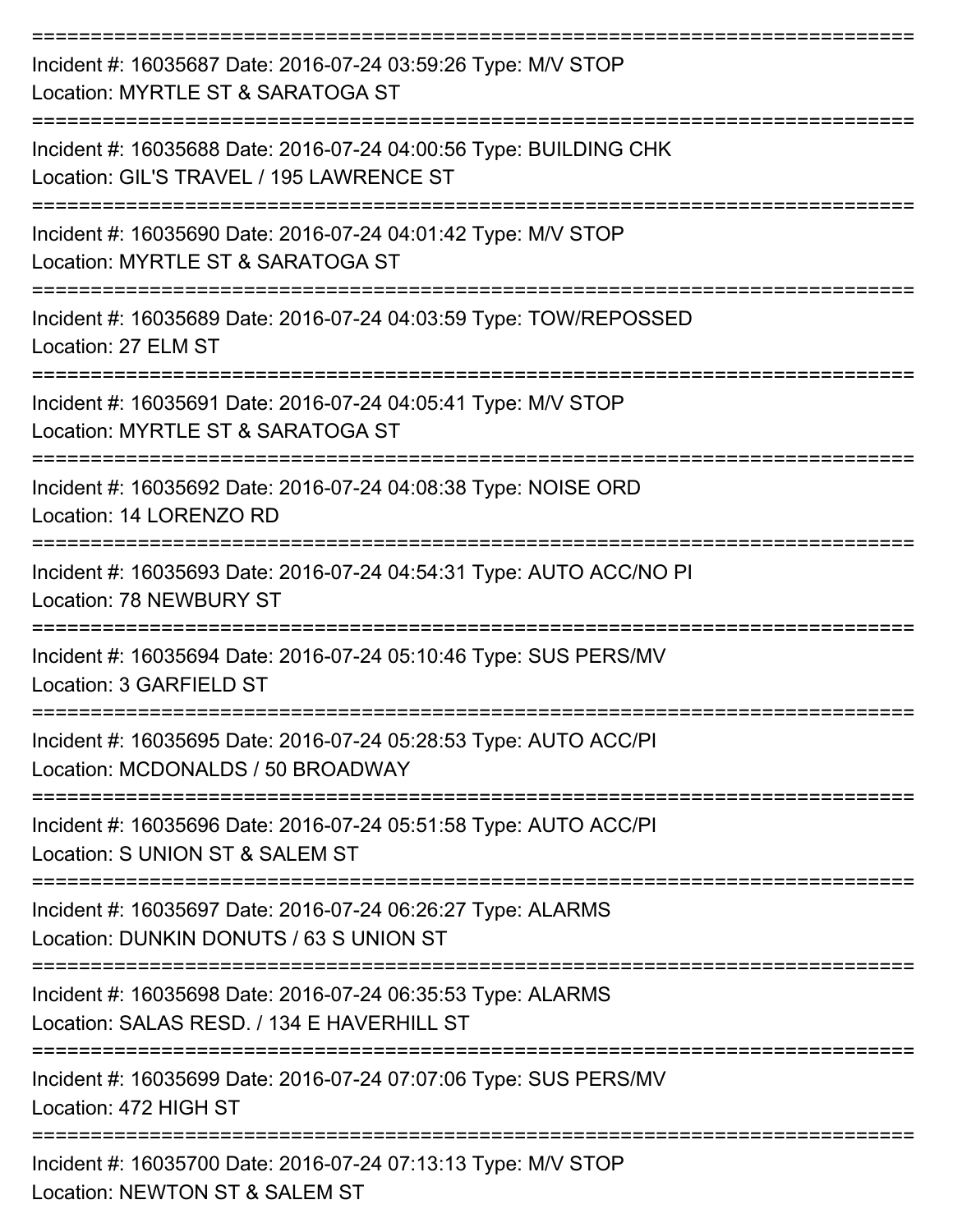===========================================================================

Incident #: 16035687 Date: 2016-07-24 03:59:26 Type: M/V STOP
Location: MYRTLE ST & SARATOGA ST

===========================================================================

Incident #: 16035688 Date: 2016-07-24 04:00:56 Type: BUILDING CHK
Location: GIL'S TRAVEL / 195 LAWRENCE ST

===========================================================================

Incident #: 16035690 Date: 2016-07-24 04:01:42 Type: M/V STOP
Location: MYRTLE ST & SARATOGA ST

===========================================================================

Incident #: 16035689 Date: 2016-07-24 04:03:59 Type: TOW/REPOSSED
Location: 27 ELM ST

===========================================================================

Incident #: 16035691 Date: 2016-07-24 04:05:41 Type: M/V STOP
Location: MYRTLE ST & SARATOGA ST

===========================================================================

Incident #: 16035692 Date: 2016-07-24 04:08:38 Type: NOISE ORD
Location: 14 LORENZO RD

===========================================================================

Incident #: 16035693 Date: 2016-07-24 04:54:31 Type: AUTO ACC/NO PI
Location: 78 NEWBURY ST

===========================================================================

Incident #: 16035694 Date: 2016-07-24 05:10:46 Type: SUS PERS/MV
Location: 3 GARFIELD ST

===========================================================================

Incident #: 16035695 Date: 2016-07-24 05:28:53 Type: AUTO ACC/PI
Location: MCDONALDS / 50 BROADWAY

===========================================================================

Incident #: 16035696 Date: 2016-07-24 05:51:58 Type: AUTO ACC/PI
Location: S UNION ST & SALEM ST

===========================================================================

Incident #: 16035697 Date: 2016-07-24 06:26:27 Type: ALARMS
Location: DUNKIN DONUTS / 63 S UNION ST

===========================================================================

Incident #: 16035698 Date: 2016-07-24 06:35:53 Type: ALARMS
Location: SALAS RESD. / 134 E HAVERHILL ST

===========================================================================

Incident #: 16035699 Date: 2016-07-24 07:07:06 Type: SUS PERS/MV
Location: 472 HIGH ST

===========================================================================

Incident #: 16035700 Date: 2016-07-24 07:13:13 Type: M/V STOP
Location: NEWTON ST & SALEM ST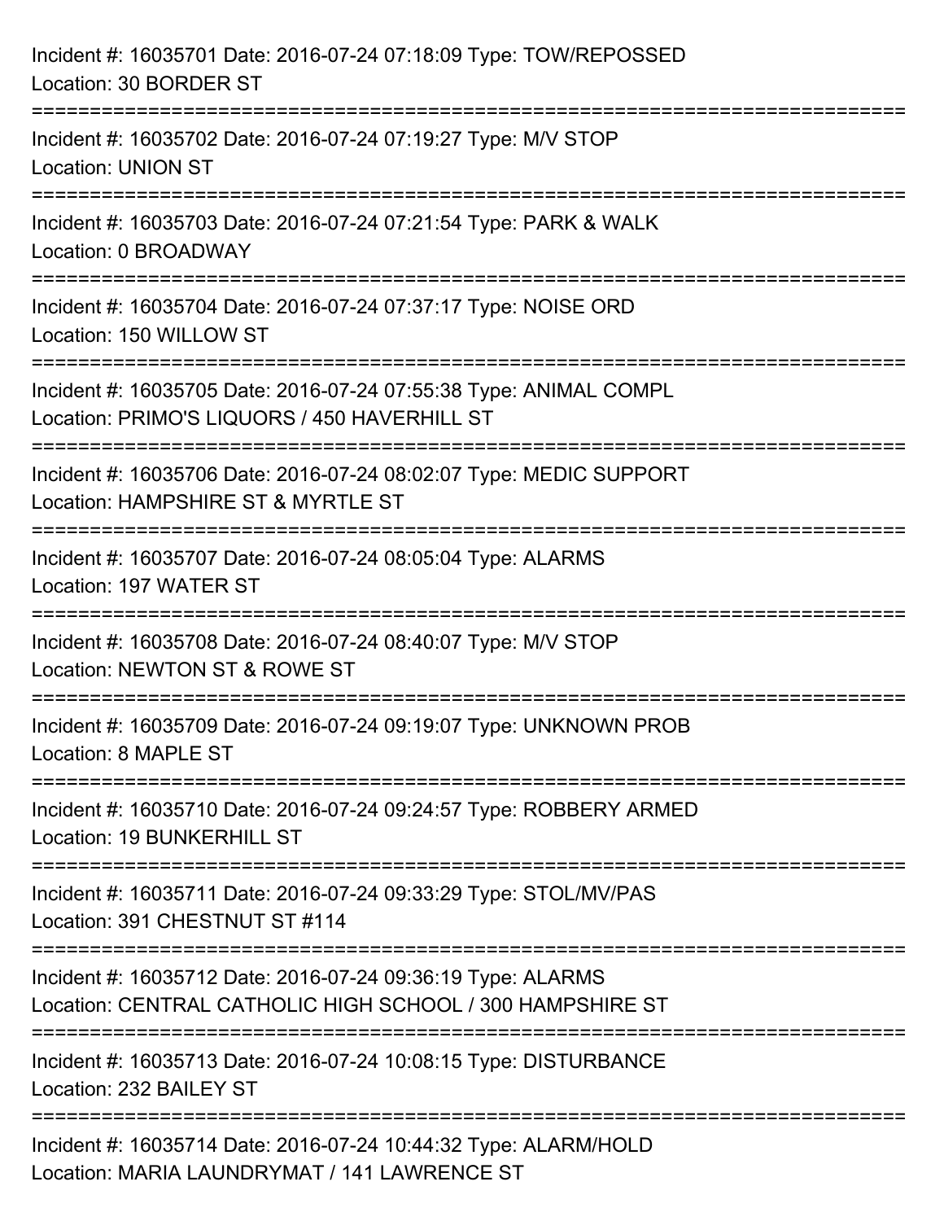Incident #: 16035701 Date: 2016-07-24 07:18:09 Type: TOW/REPOSSED
Location: 30 BORDER ST

===========================================================================

Incident #: 16035702 Date: 2016-07-24 07:19:27 Type: M/V STOP
Location: UNION ST

===========================================================================

Incident #: 16035703 Date: 2016-07-24 07:21:54 Type: PARK & WALK
Location: 0 BROADWAY

===========================================================================

Incident #: 16035704 Date: 2016-07-24 07:37:17 Type: NOISE ORD
Location: 150 WILLOW ST

===========================================================================

Incident #: 16035705 Date: 2016-07-24 07:55:38 Type: ANIMAL COMPL
Location: PRIMO'S LIQUORS / 450 HAVERHILL ST

===========================================================================

Incident #: 16035706 Date: 2016-07-24 08:02:07 Type: MEDIC SUPPORT
Location: HAMPSHIRE ST & MYRTLE ST

===========================================================================

Incident #: 16035707 Date: 2016-07-24 08:05:04 Type: ALARMS
Location: 197 WATER ST

===========================================================================

Incident #: 16035708 Date: 2016-07-24 08:40:07 Type: M/V STOP
Location: NEWTON ST & ROWE ST

===========================================================================

Incident #: 16035709 Date: 2016-07-24 09:19:07 Type: UNKNOWN PROB
Location: 8 MAPLE ST

===========================================================================

Incident #: 16035710 Date: 2016-07-24 09:24:57 Type: ROBBERY ARMED
Location: 19 BUNKERHILL ST

===========================================================================

Incident #: 16035711 Date: 2016-07-24 09:33:29 Type: STOL/MV/PAS
Location: 391 CHESTNUT ST #114

===========================================================================

Incident #: 16035712 Date: 2016-07-24 09:36:19 Type: ALARMS
Location: CENTRAL CATHOLIC HIGH SCHOOL / 300 HAMPSHIRE ST

===========================================================================

Incident #: 16035713 Date: 2016-07-24 10:08:15 Type: DISTURBANCE
Location: 232 BAILEY ST

===========================================================================

Incident #: 16035714 Date: 2016-07-24 10:44:32 Type: ALARM/HOLD
Location: MARIA LAUNDRYMAT / 141 LAWRENCE ST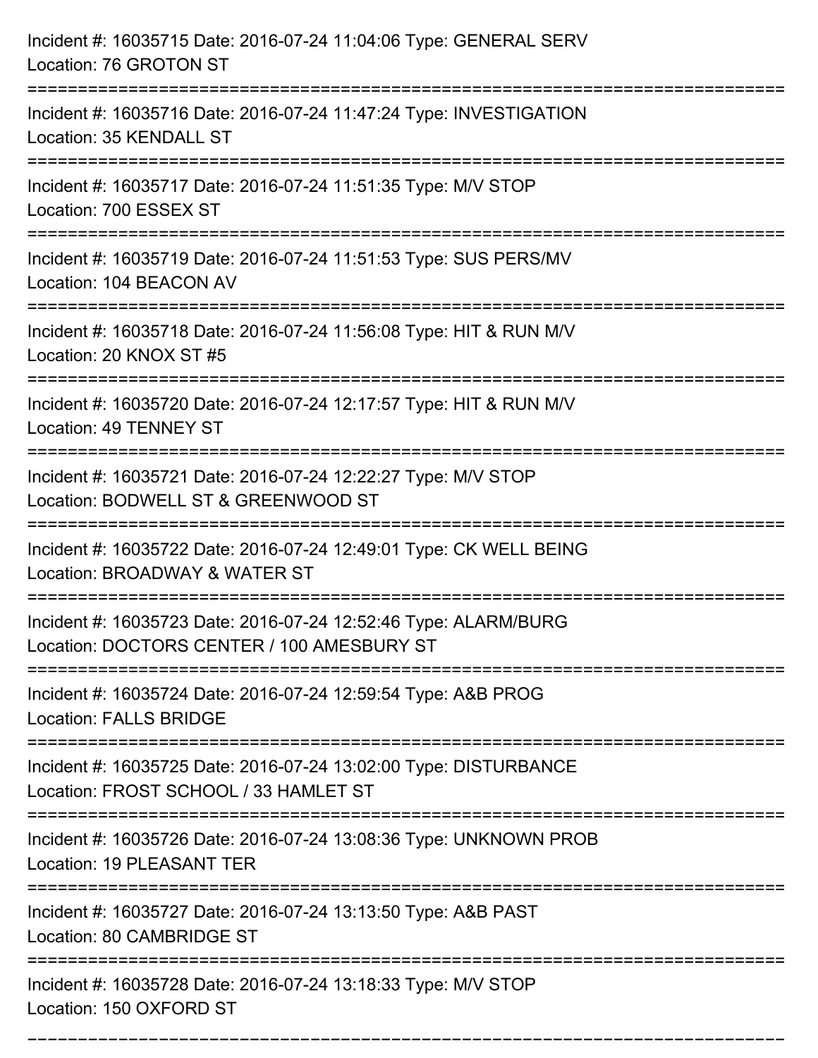Incident #: 16035715 Date: 2016-07-24 11:04:06 Type: GENERAL SERV
Location: 76 GROTON ST

===========================================================================

Incident #: 16035716 Date: 2016-07-24 11:47:24 Type: INVESTIGATION
Location: 35 KENDALL ST

===========================================================================

Incident #: 16035717 Date: 2016-07-24 11:51:35 Type: M/V STOP
Location: 700 ESSEX ST

===========================================================================

Incident #: 16035719 Date: 2016-07-24 11:51:53 Type: SUS PERS/MV
Location: 104 BEACON AV

===========================================================================

Incident #: 16035718 Date: 2016-07-24 11:56:08 Type: HIT & RUN M/V
Location: 20 KNOX ST #5

===========================================================================

Incident #: 16035720 Date: 2016-07-24 12:17:57 Type: HIT & RUN M/V
Location: 49 TENNEY ST

===========================================================================

Incident #: 16035721 Date: 2016-07-24 12:22:27 Type: M/V STOP
Location: BODWELL ST & GREENWOOD ST

===========================================================================

Incident #: 16035722 Date: 2016-07-24 12:49:01 Type: CK WELL BEING
Location: BROADWAY & WATER ST

===========================================================================

Incident #: 16035723 Date: 2016-07-24 12:52:46 Type: ALARM/BURG
Location: DOCTORS CENTER / 100 AMESBURY ST

===========================================================================

Incident #: 16035724 Date: 2016-07-24 12:59:54 Type: A&B PROG
Location: FALLS BRIDGE

===========================================================================

Incident #: 16035725 Date: 2016-07-24 13:02:00 Type: DISTURBANCE
Location: FROST SCHOOL / 33 HAMLET ST

===========================================================================

Incident #: 16035726 Date: 2016-07-24 13:08:36 Type: UNKNOWN PROB
Location: 19 PLEASANT TER

===========================================================================

Incident #: 16035727 Date: 2016-07-24 13:13:50 Type: A&B PAST
Location: 80 CAMBRIDGE ST

===========================================================================

Incident #: 16035728 Date: 2016-07-24 13:18:33 Type: M/V STOP
Location: 150 OXFORD ST

===========================================================================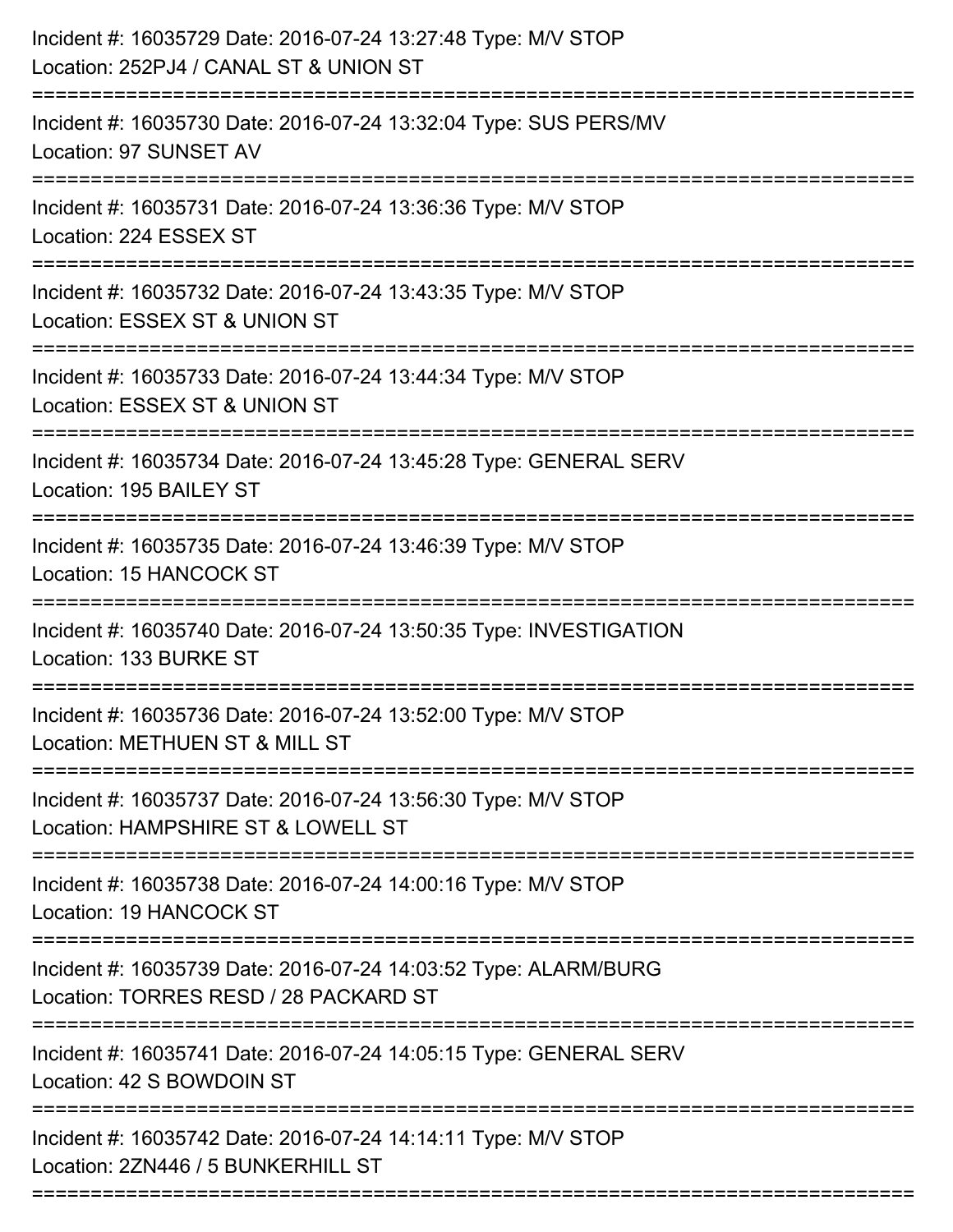Incident #: 16035729 Date: 2016-07-24 13:27:48 Type: M/V STOP
Location: 252PJ4 / CANAL ST & UNION ST

===========================================================================

Incident #: 16035730 Date: 2016-07-24 13:32:04 Type: SUS PERS/MV
Location: 97 SUNSET AV

===========================================================================

Incident #: 16035731 Date: 2016-07-24 13:36:36 Type: M/V STOP
Location: 224 ESSEX ST

===========================================================================

Incident #: 16035732 Date: 2016-07-24 13:43:35 Type: M/V STOP
Location: ESSEX ST & UNION ST

===========================================================================

Incident #: 16035733 Date: 2016-07-24 13:44:34 Type: M/V STOP
Location: ESSEX ST & UNION ST

===========================================================================

Incident #: 16035734 Date: 2016-07-24 13:45:28 Type: GENERAL SERV
Location: 195 BAILEY ST

===========================================================================

Incident #: 16035735 Date: 2016-07-24 13:46:39 Type: M/V STOP
Location: 15 HANCOCK ST

===========================================================================

Incident #: 16035740 Date: 2016-07-24 13:50:35 Type: INVESTIGATION
Location: 133 BURKE ST

===========================================================================

Incident #: 16035736 Date: 2016-07-24 13:52:00 Type: M/V STOP
Location: METHUEN ST & MILL ST

===========================================================================

Incident #: 16035737 Date: 2016-07-24 13:56:30 Type: M/V STOP
Location: HAMPSHIRE ST & LOWELL ST

===========================================================================

Incident #: 16035738 Date: 2016-07-24 14:00:16 Type: M/V STOP
Location: 19 HANCOCK ST

===========================================================================

Incident #: 16035739 Date: 2016-07-24 14:03:52 Type: ALARM/BURG
Location: TORRES RESD / 28 PACKARD ST

===========================================================================

Incident #: 16035741 Date: 2016-07-24 14:05:15 Type: GENERAL SERV
Location: 42 S BOWDOIN ST

===========================================================================

Incident #: 16035742 Date: 2016-07-24 14:14:11 Type: M/V STOP
Location: 2ZN446 / 5 BUNKERHILL ST

===========================================================================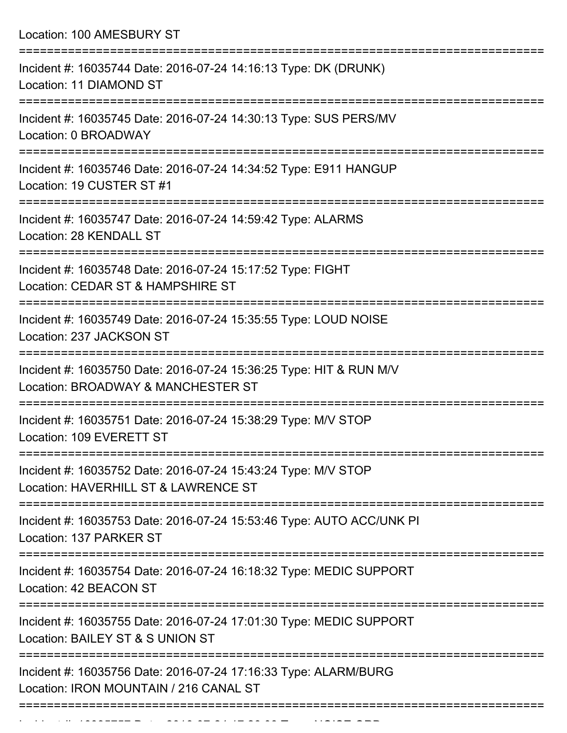Location: 100 AMESBURY ST

===========================================================================

Incident #: 16035744 Date: 2016-07-24 14:16:13 Type: DK (DRUNK)
Location: 11 DIAMOND ST

===========================================================================

Incident #: 16035745 Date: 2016-07-24 14:30:13 Type: SUS PERS/MV
Location: 0 BROADWAY

===========================================================================

Incident #: 16035746 Date: 2016-07-24 14:34:52 Type: E911 HANGUP
Location: 19 CUSTER ST #1

===========================================================================

Incident #: 16035747 Date: 2016-07-24 14:59:42 Type: ALARMS
Location: 28 KENDALL ST

===========================================================================

Incident #: 16035748 Date: 2016-07-24 15:17:52 Type: FIGHT
Location: CEDAR ST & HAMPSHIRE ST

===========================================================================

Incident #: 16035749 Date: 2016-07-24 15:35:55 Type: LOUD NOISE
Location: 237 JACKSON ST

===========================================================================

Incident #: 16035750 Date: 2016-07-24 15:36:25 Type: HIT & RUN M/V
Location: BROADWAY & MANCHESTER ST

===========================================================================

Incident #: 16035751 Date: 2016-07-24 15:38:29 Type: M/V STOP
Location: 109 EVERETT ST

===========================================================================

Incident #: 16035752 Date: 2016-07-24 15:43:24 Type: M/V STOP
Location: HAVERHILL ST & LAWRENCE ST

===========================================================================

Incident #: 16035753 Date: 2016-07-24 15:53:46 Type: AUTO ACC/UNK PI
Location: 137 PARKER ST

===========================================================================

Incident #: 16035754 Date: 2016-07-24 16:18:32 Type: MEDIC SUPPORT
Location: 42 BEACON ST

===========================================================================

Incident #: 16035755 Date: 2016-07-24 17:01:30 Type: MEDIC SUPPORT
Location: BAILEY ST & S UNION ST

===========================================================================

Incident #: 16035756 Date: 2016-07-24 17:16:33 Type: ALARM/BURG
Location: IRON MOUNTAIN / 216 CANAL ST

===========================================================================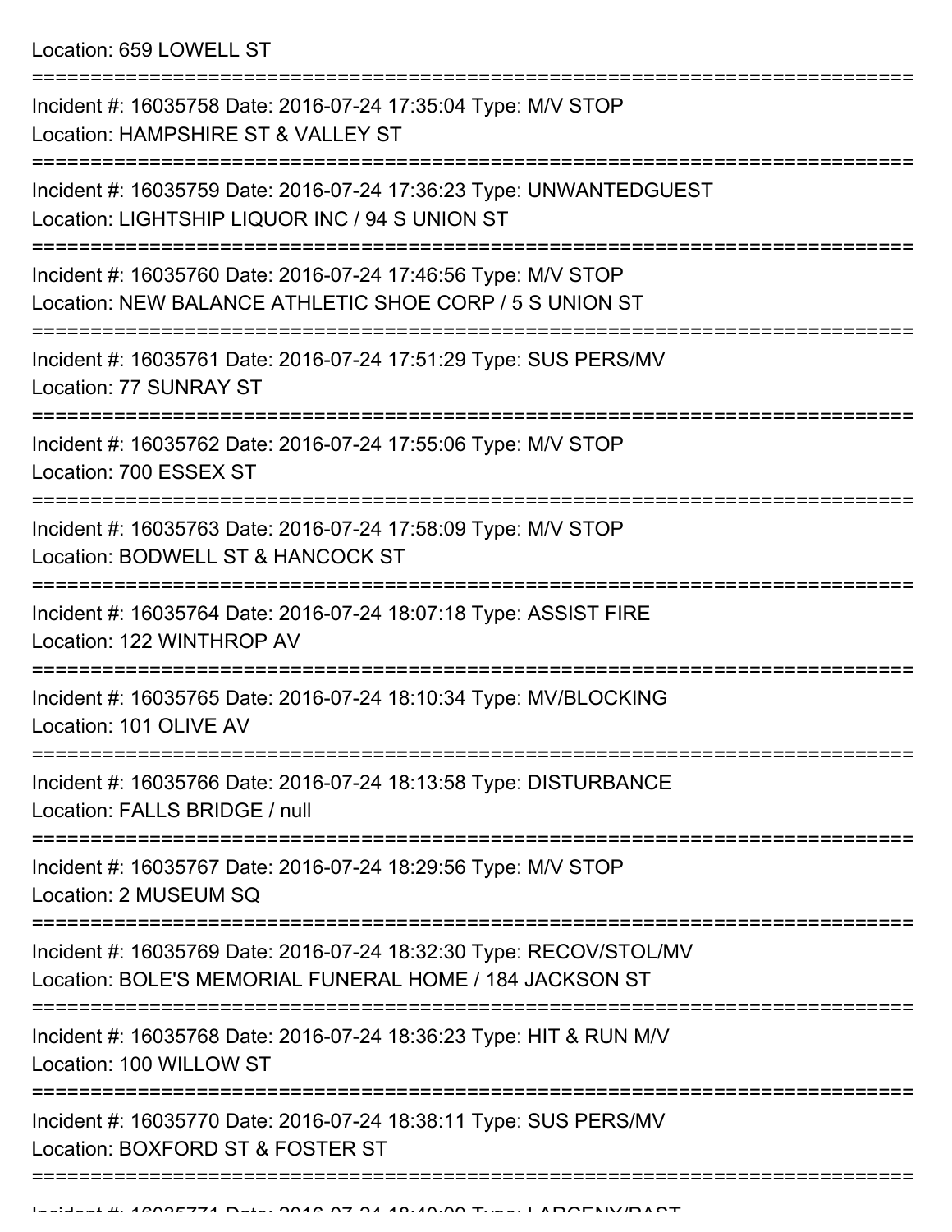Location: 659 LOWELL ST

===========================================================================

Incident #: 16035758 Date: 2016-07-24 17:35:04 Type: M/V STOP
Location: HAMPSHIRE ST & VALLEY ST

===========================================================================

Incident #: 16035759 Date: 2016-07-24 17:36:23 Type: UNWANTEDGUEST
Location: LIGHTSHIP LIQUOR INC / 94 S UNION ST

===========================================================================

Incident #: 16035760 Date: 2016-07-24 17:46:56 Type: M/V STOP
Location: NEW BALANCE ATHLETIC SHOE CORP / 5 S UNION ST

===========================================================================

Incident #: 16035761 Date: 2016-07-24 17:51:29 Type: SUS PERS/MV
Location: 77 SUNRAY ST

===========================================================================

Incident #: 16035762 Date: 2016-07-24 17:55:06 Type: M/V STOP
Location: 700 ESSEX ST

===========================================================================

Incident #: 16035763 Date: 2016-07-24 17:58:09 Type: M/V STOP
Location: BODWELL ST & HANCOCK ST

===========================================================================

Incident #: 16035764 Date: 2016-07-24 18:07:18 Type: ASSIST FIRE
Location: 122 WINTHROP AV

===========================================================================

Incident #: 16035765 Date: 2016-07-24 18:10:34 Type: MV/BLOCKING
Location: 101 OLIVE AV

===========================================================================

Incident #: 16035766 Date: 2016-07-24 18:13:58 Type: DISTURBANCE
Location: FALLS BRIDGE / null

===========================================================================

Incident #: 16035767 Date: 2016-07-24 18:29:56 Type: M/V STOP
Location: 2 MUSEUM SQ

===========================================================================

Incident #: 16035769 Date: 2016-07-24 18:32:30 Type: RECOV/STOL/MV
Location: BOLE'S MEMORIAL FUNERAL HOME / 184 JACKSON ST

===========================================================================

Incident #: 16035768 Date: 2016-07-24 18:36:23 Type: HIT & RUN M/V
Location: 100 WILLOW ST

===========================================================================

Incident #: 16035770 Date: 2016-07-24 18:38:11 Type: SUS PERS/MV
Location: BOXFORD ST & FOSTER ST

===========================================================================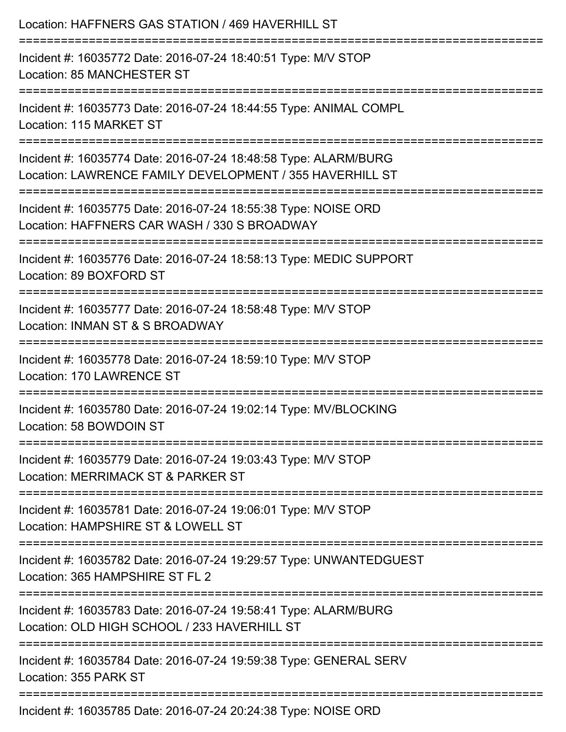Location: HAFFNERS GAS STATION / 469 HAVERHILL ST

===========================================================================

Incident #: 16035772 Date: 2016-07-24 18:40:51 Type: M/V STOP
Location: 85 MANCHESTER ST

===========================================================================

Incident #: 16035773 Date: 2016-07-24 18:44:55 Type: ANIMAL COMPL
Location: 115 MARKET ST

===========================================================================

Incident #: 16035774 Date: 2016-07-24 18:48:58 Type: ALARM/BURG
Location: LAWRENCE FAMILY DEVELOPMENT / 355 HAVERHILL ST

===========================================================================

Incident #: 16035775 Date: 2016-07-24 18:55:38 Type: NOISE ORD
Location: HAFFNERS CAR WASH / 330 S BROADWAY

===========================================================================

Incident #: 16035776 Date: 2016-07-24 18:58:13 Type: MEDIC SUPPORT
Location: 89 BOXFORD ST

===========================================================================

Incident #: 16035777 Date: 2016-07-24 18:58:48 Type: M/V STOP
Location: INMAN ST & S BROADWAY

===========================================================================

Incident #: 16035778 Date: 2016-07-24 18:59:10 Type: M/V STOP
Location: 170 LAWRENCE ST

===========================================================================

Incident #: 16035780 Date: 2016-07-24 19:02:14 Type: MV/BLOCKING
Location: 58 BOWDOIN ST

===========================================================================

Incident #: 16035779 Date: 2016-07-24 19:03:43 Type: M/V STOP
Location: MERRIMACK ST & PARKER ST

===========================================================================

Incident #: 16035781 Date: 2016-07-24 19:06:01 Type: M/V STOP
Location: HAMPSHIRE ST & LOWELL ST

===========================================================================

Incident #: 16035782 Date: 2016-07-24 19:29:57 Type: UNWANTEDGUEST
Location: 365 HAMPSHIRE ST FL 2

===========================================================================

Incident #: 16035783 Date: 2016-07-24 19:58:41 Type: ALARM/BURG
Location: OLD HIGH SCHOOL / 233 HAVERHILL ST

===========================================================================

Incident #: 16035784 Date: 2016-07-24 19:59:38 Type: GENERAL SERV
Location: 355 PARK ST

===========================================================================

Incident #: 16035785 Date: 2016-07-24 20:24:38 Type: NOISE ORD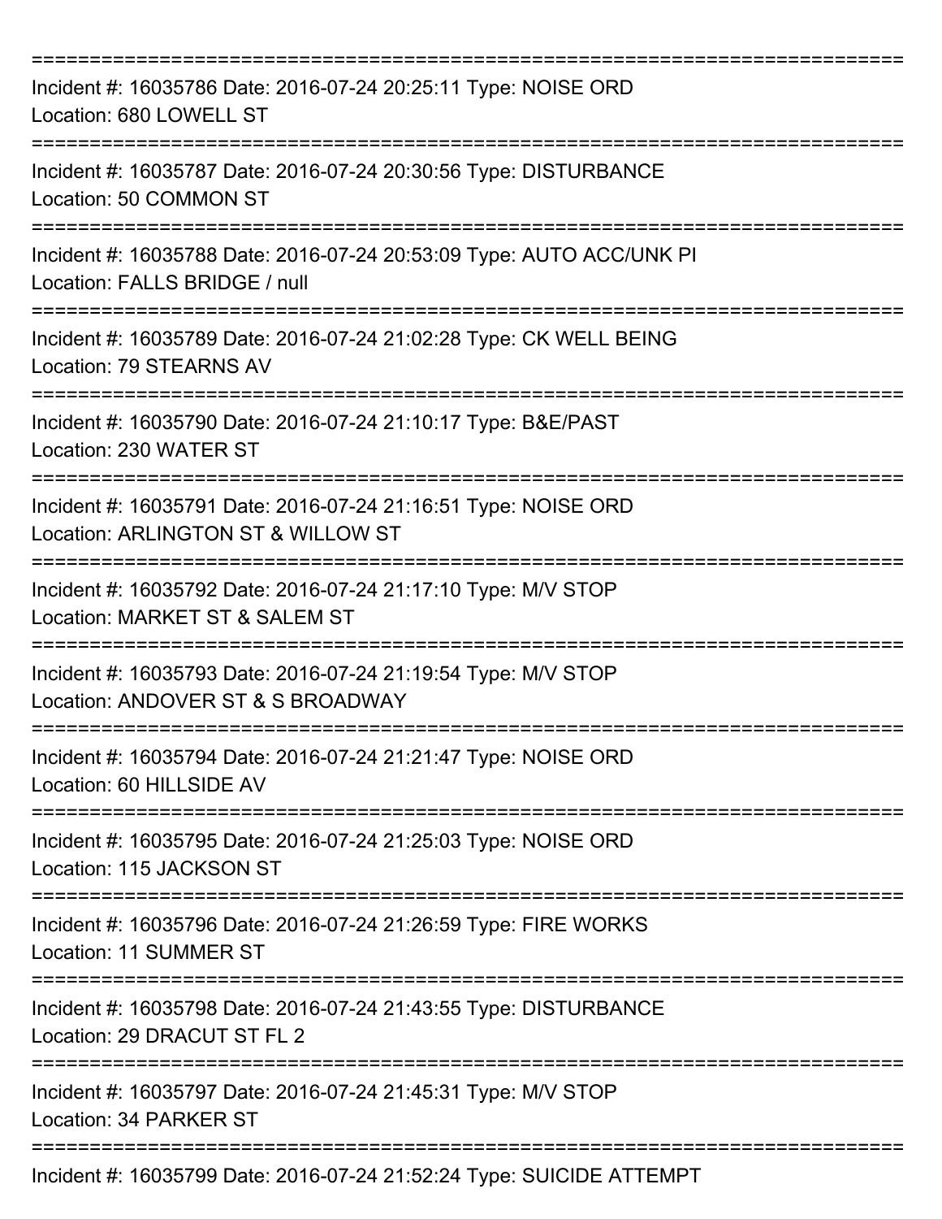===========================================================================

Incident #: 16035786 Date: 2016-07-24 20:25:11 Type: NOISE ORD
Location: 680 LOWELL ST

===========================================================================

Incident #: 16035787 Date: 2016-07-24 20:30:56 Type: DISTURBANCE
Location: 50 COMMON ST

===========================================================================

Incident #: 16035788 Date: 2016-07-24 20:53:09 Type: AUTO ACC/UNK PI
Location: FALLS BRIDGE / null

===========================================================================

Incident #: 16035789 Date: 2016-07-24 21:02:28 Type: CK WELL BEING
Location: 79 STEARNS AV

===========================================================================

Incident #: 16035790 Date: 2016-07-24 21:10:17 Type: B&E/PAST
Location: 230 WATER ST

===========================================================================

Incident #: 16035791 Date: 2016-07-24 21:16:51 Type: NOISE ORD
Location: ARLINGTON ST & WILLOW ST

===========================================================================

Incident #: 16035792 Date: 2016-07-24 21:17:10 Type: M/V STOP
Location: MARKET ST & SALEM ST

===========================================================================

Incident #: 16035793 Date: 2016-07-24 21:19:54 Type: M/V STOP
Location: ANDOVER ST & S BROADWAY

===========================================================================

Incident #: 16035794 Date: 2016-07-24 21:21:47 Type: NOISE ORD
Location: 60 HILLSIDE AV

===========================================================================

Incident #: 16035795 Date: 2016-07-24 21:25:03 Type: NOISE ORD
Location: 115 JACKSON ST

===========================================================================

Incident #: 16035796 Date: 2016-07-24 21:26:59 Type: FIRE WORKS
Location: 11 SUMMER ST

===========================================================================

Incident #: 16035798 Date: 2016-07-24 21:43:55 Type: DISTURBANCE
Location: 29 DRACUT ST FL 2

===========================================================================

Incident #: 16035797 Date: 2016-07-24 21:45:31 Type: M/V STOP
Location: 34 PARKER ST

===========================================================================

Incident #: 16035799 Date: 2016-07-24 21:52:24 Type: SUICIDE ATTEMPT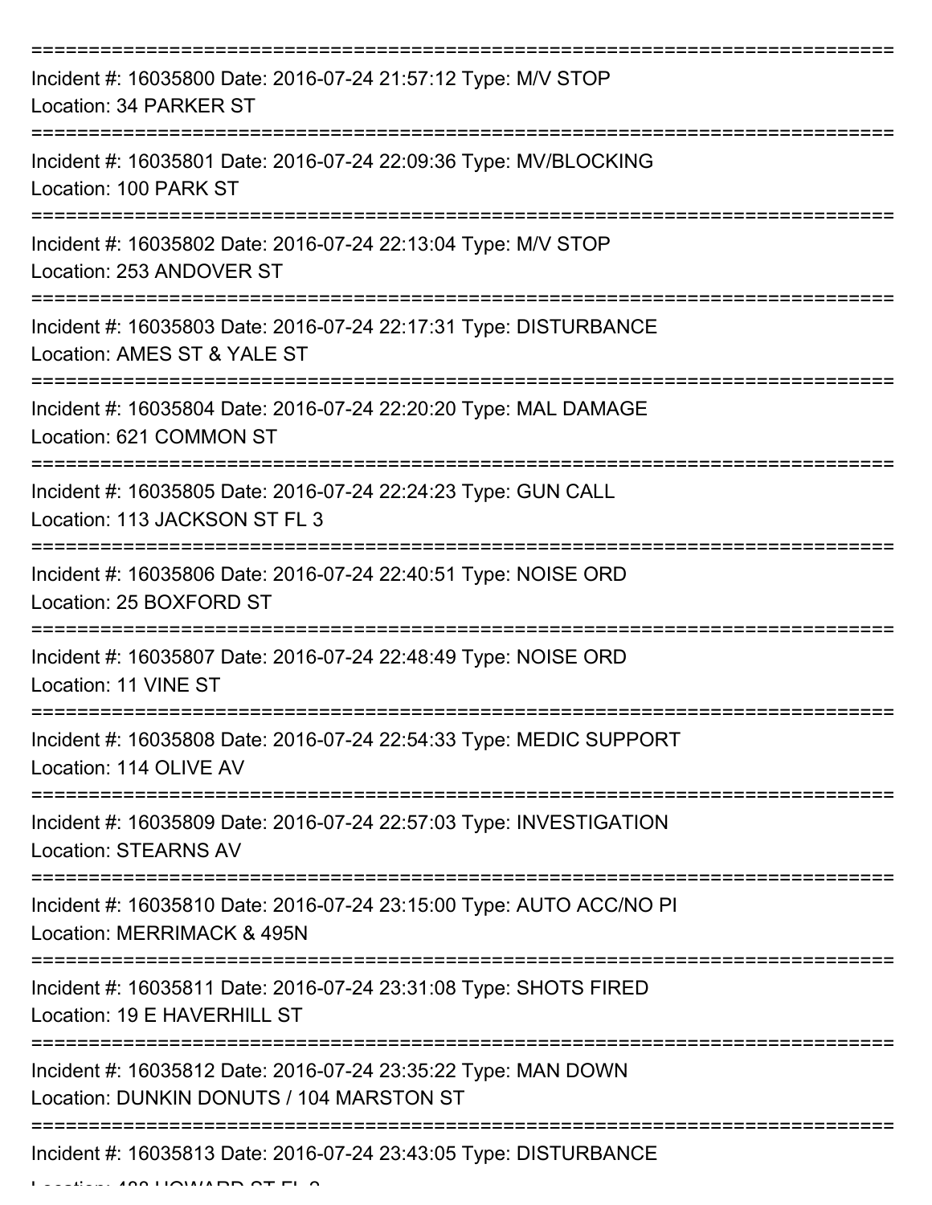===========================================================================

Incident #: 16035800 Date: 2016-07-24 21:57:12 Type: M/V STOP
Location: 34 PARKER ST

===========================================================================

Incident #: 16035801 Date: 2016-07-24 22:09:36 Type: MV/BLOCKING
Location: 100 PARK ST

===========================================================================

Incident #: 16035802 Date: 2016-07-24 22:13:04 Type: M/V STOP
Location: 253 ANDOVER ST

===========================================================================

Incident #: 16035803 Date: 2016-07-24 22:17:31 Type: DISTURBANCE
Location: AMES ST & YALE ST

===========================================================================

Incident #: 16035804 Date: 2016-07-24 22:20:20 Type: MAL DAMAGE
Location: 621 COMMON ST

===========================================================================

Incident #: 16035805 Date: 2016-07-24 22:24:23 Type: GUN CALL
Location: 113 JACKSON ST FL 3

===========================================================================

Incident #: 16035806 Date: 2016-07-24 22:40:51 Type: NOISE ORD
Location: 25 BOXFORD ST

===========================================================================

Incident #: 16035807 Date: 2016-07-24 22:48:49 Type: NOISE ORD
Location: 11 VINE ST

===========================================================================

Incident #: 16035808 Date: 2016-07-24 22:54:33 Type: MEDIC SUPPORT
Location: 114 OLIVE AV

===========================================================================

Incident #: 16035809 Date: 2016-07-24 22:57:03 Type: INVESTIGATION
Location: STEARNS AV

===========================================================================

Incident #: 16035810 Date: 2016-07-24 23:15:00 Type: AUTO ACC/NO PI
Location: MERRIMACK & 495N

===========================================================================

Incident #: 16035811 Date: 2016-07-24 23:31:08 Type: SHOTS FIRED
Location: 19 E HAVERHILL ST

===========================================================================

Incident #: 16035812 Date: 2016-07-24 23:35:22 Type: MAN DOWN
Location: DUNKIN DONUTS / 104 MARSTON ST

===========================================================================

Incident #: 16035813 Date: 2016-07-24 23:43:05 Type: DISTURBANCE
Location: 488 HOWARD ST FL 2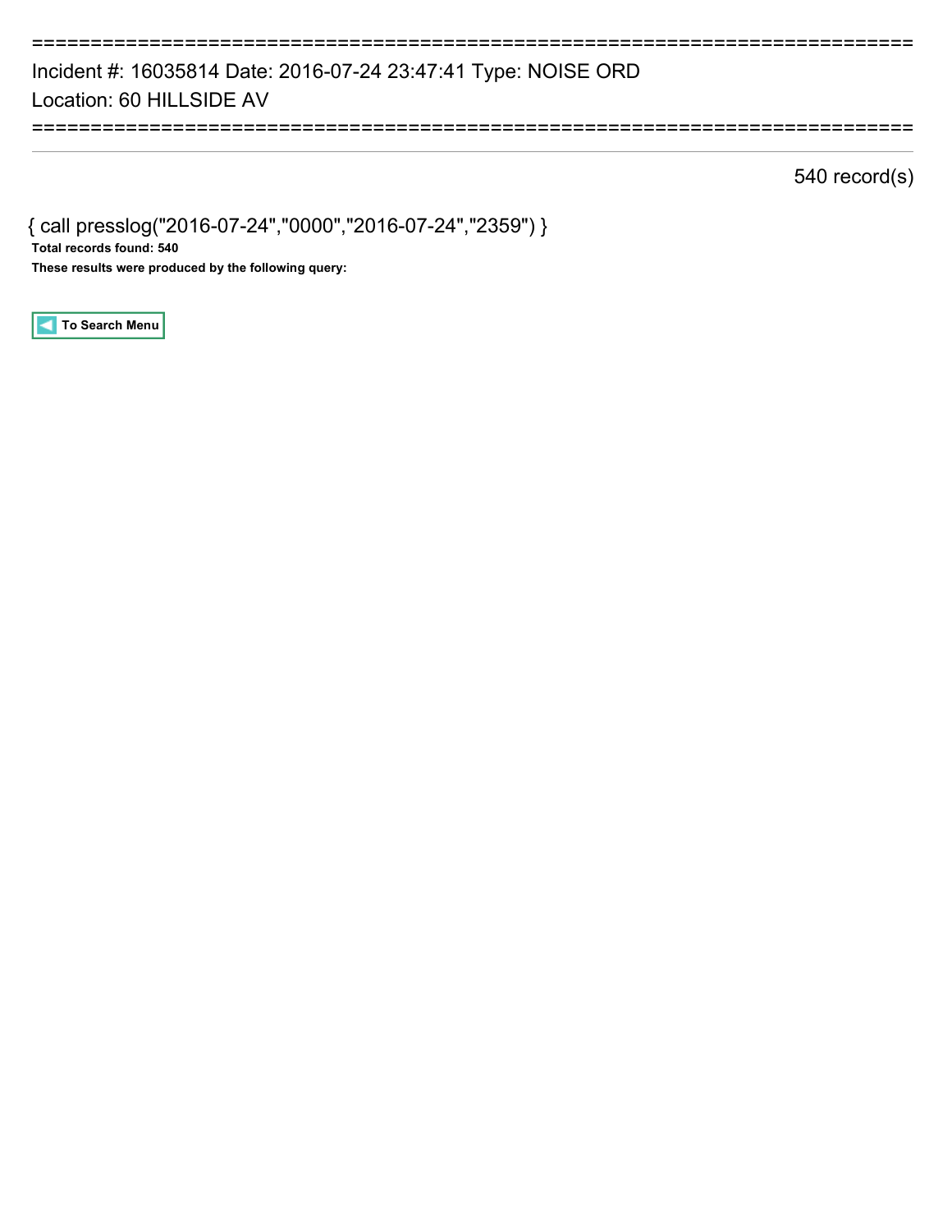===========================================================================
Incident #: 16035814 Date: 2016-07-24 23:47:41 Type: NOISE ORD
Location: 60 HILLSIDE AV
===========================================================================

---

540 record(s)

{ call presslog("2016-07-24","0000","2016-07-24","2359") }

**Total records found: 540**

**These results were produced by the following query:**

**To Search Menu**